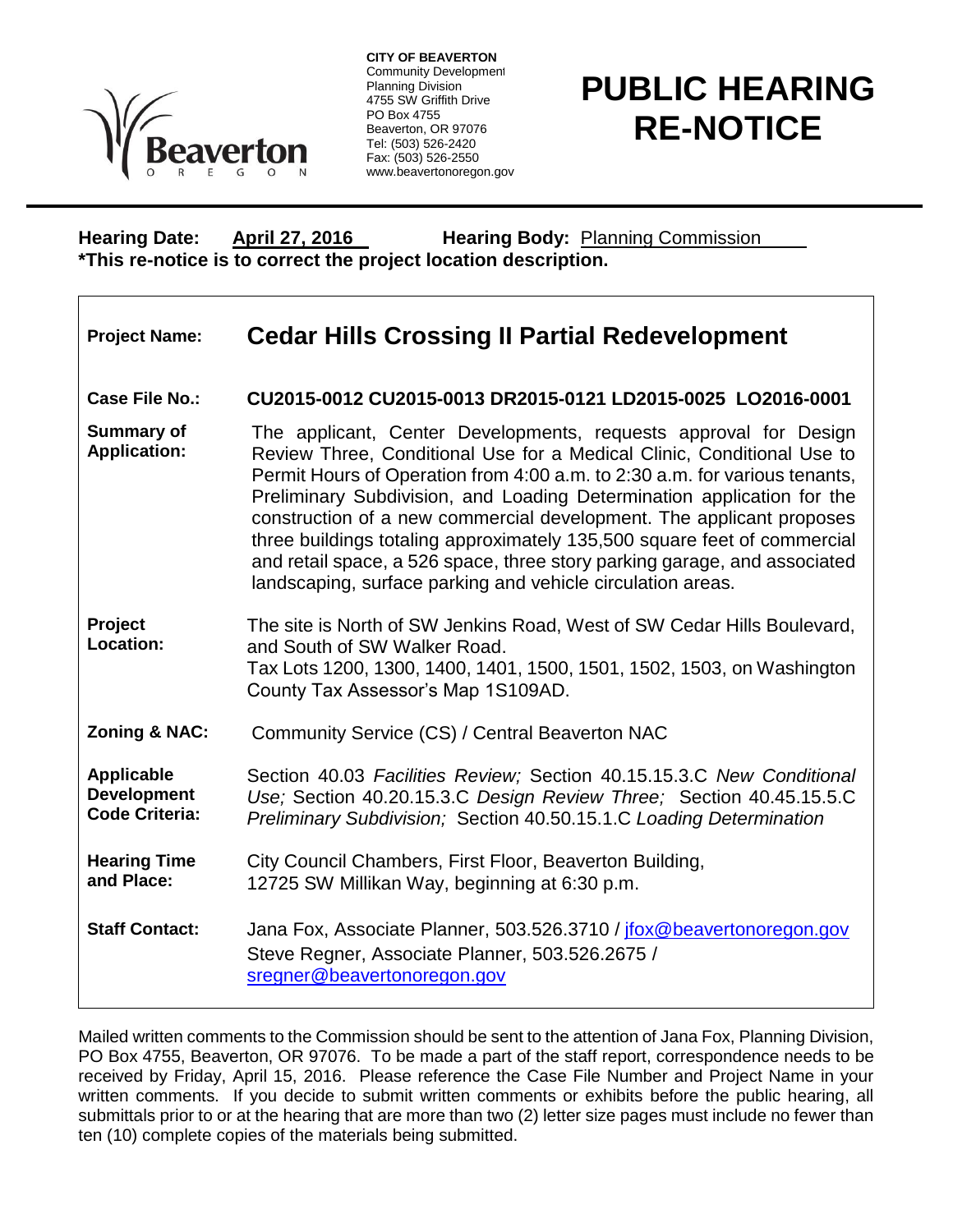CITY OF BEAVERTON
Community Development
Planning Division
4755 SW Griffith Drive
PO Box 4755
Beaverton, OR 97076
Tel: (503) 526-2420
Fax: (503) 526-2550
www.beavertonoregon.gov

# PUBLIC HEARING RE-NOTICE

**Hearing Date:** April 27, 2016 **Hearing Body:** Planning Commission
**\*This re-notice is to correct the project location description.**

| | |
|---|---|
| **Project Name:** | **Cedar Hills Crossing II Partial Redevelopment** |
| **Case File No.:** | **CU2015-0012 CU2015-0013 DR2015-0121 LD2015-0025 LO2016-0001** |
| **Summary of Application:** | The applicant, Center Developments, requests approval for Design Review Three, Conditional Use for a Medical Clinic, Conditional Use to Permit Hours of Operation from 4:00 a.m. to 2:30 a.m. for various tenants, Preliminary Subdivision, and Loading Determination application for the construction of a new commercial development. The applicant proposes three buildings totaling approximately 135,500 square feet of commercial and retail space, a 526 space, three story parking garage, and associated landscaping, surface parking and vehicle circulation areas. |
| **Project Location:** | The site is North of SW Jenkins Road, West of SW Cedar Hills Boulevard, and South of SW Walker Road. Tax Lots 1200, 1300, 1400, 1401, 1500, 1501, 1502, 1503, on Washington County Tax Assessor's Map 1S109AD. |
| **Zoning & NAC:** | Community Service (CS) / Central Beaverton NAC |
| **Applicable Development Code Criteria:** | Section 40.03 *Facilities Review;* Section 40.15.15.3.C *New Conditional Use;* Section 40.20.15.3.C *Design Review Three;* Section 40.45.15.5.C *Preliminary Subdivision;* Section 40.50.15.1.C *Loading Determination* |
| **Hearing Time and Place:** | City Council Chambers, First Floor, Beaverton Building, 12725 SW Millikan Way, beginning at 6:30 p.m. |
| **Staff Contact:** | Jana Fox, Associate Planner, 503.526.3710 / jfox@beavertonoregon.gov<br>Steve Regner, Associate Planner, 503.526.2675 / sregner@beavertonoregon.gov |

Mailed written comments to the Commission should be sent to the attention of Jana Fox, Planning Division, PO Box 4755, Beaverton, OR 97076. To be made a part of the staff report, correspondence needs to be received by Friday, April 15, 2016. Please reference the Case File Number and Project Name in your written comments. If you decide to submit written comments or exhibits before the public hearing, all submittals prior to or at the hearing that are more than two (2) letter size pages must include no fewer than ten (10) complete copies of the materials being submitted.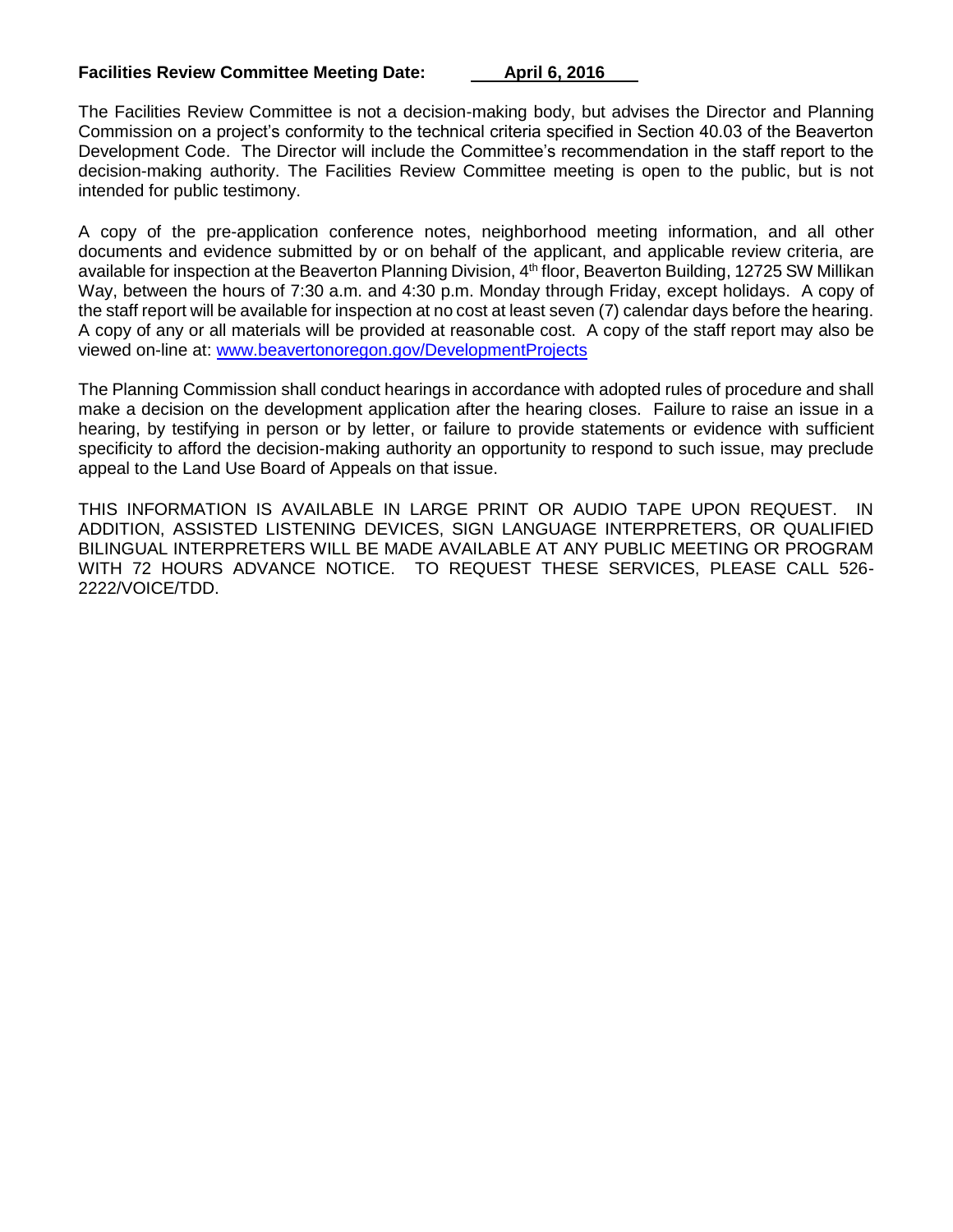**Facilities Review Committee Meeting Date:** **April 6, 2016**

The Facilities Review Committee is not a decision-making body, but advises the Director and Planning Commission on a project's conformity to the technical criteria specified in Section 40.03 of the Beaverton Development Code. The Director will include the Committee's recommendation in the staff report to the decision-making authority. The Facilities Review Committee meeting is open to the public, but is not intended for public testimony.

A copy of the pre-application conference notes, neighborhood meeting information, and all other documents and evidence submitted by or on behalf of the applicant, and applicable review criteria, are available for inspection at the Beaverton Planning Division, 4th floor, Beaverton Building, 12725 SW Millikan Way, between the hours of 7:30 a.m. and 4:30 p.m. Monday through Friday, except holidays. A copy of the staff report will be available for inspection at no cost at least seven (7) calendar days before the hearing. A copy of any or all materials will be provided at reasonable cost. A copy of the staff report may also be viewed on-line at: [www.beavertonoregon.gov/DevelopmentProjects](http://www.beavertonoregon.gov/DevelopmentProjects)

The Planning Commission shall conduct hearings in accordance with adopted rules of procedure and shall make a decision on the development application after the hearing closes. Failure to raise an issue in a hearing, by testifying in person or by letter, or failure to provide statements or evidence with sufficient specificity to afford the decision-making authority an opportunity to respond to such issue, may preclude appeal to the Land Use Board of Appeals on that issue.

THIS INFORMATION IS AVAILABLE IN LARGE PRINT OR AUDIO TAPE UPON REQUEST. IN ADDITION, ASSISTED LISTENING DEVICES, SIGN LANGUAGE INTERPRETERS, OR QUALIFIED BILINGUAL INTERPRETERS WILL BE MADE AVAILABLE AT ANY PUBLIC MEETING OR PROGRAM WITH 72 HOURS ADVANCE NOTICE. TO REQUEST THESE SERVICES, PLEASE CALL 526-2222/VOICE/TDD.